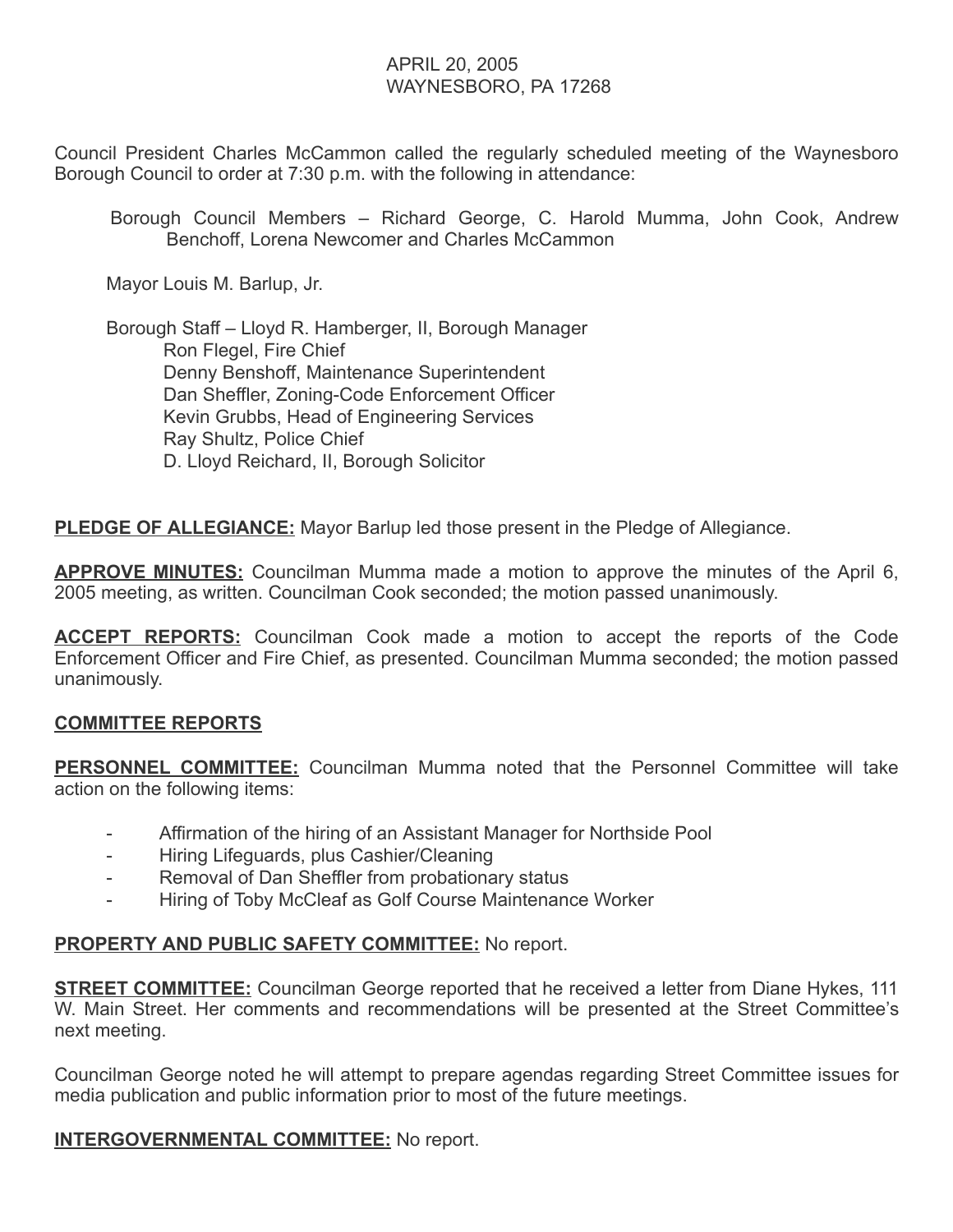APRIL 20, 2005
WAYNESBORO, PA 17268

Council President Charles McCammon called the regularly scheduled meeting of the Waynesboro Borough Council to order at 7:30 p.m. with the following in attendance:

Borough Council Members – Richard George, C. Harold Mumma, John Cook, Andrew Benchoff, Lorena Newcomer and Charles McCammon

Mayor Louis M. Barlup, Jr.

Borough Staff – Lloyd R. Hamberger, II, Borough Manager
Ron Flegel, Fire Chief
Denny Benshoff, Maintenance Superintendent
Dan Sheffler, Zoning-Code Enforcement Officer
Kevin Grubbs, Head of Engineering Services
Ray Shultz, Police Chief
D. Lloyd Reichard, II, Borough Solicitor

**PLEDGE OF ALLEGIANCE:** Mayor Barlup led those present in the Pledge of Allegiance.

**APPROVE MINUTES:** Councilman Mumma made a motion to approve the minutes of the April 6, 2005 meeting, as written. Councilman Cook seconded; the motion passed unanimously.

**ACCEPT REPORTS:** Councilman Cook made a motion to accept the reports of the Code Enforcement Officer and Fire Chief, as presented. Councilman Mumma seconded; the motion passed unanimously.

**COMMITTEE REPORTS**

**PERSONNEL COMMITTEE:** Councilman Mumma noted that the Personnel Committee will take action on the following items:

- Affirmation of the hiring of an Assistant Manager for Northside Pool
- Hiring Lifeguards, plus Cashier/Cleaning
- Removal of Dan Sheffler from probationary status
- Hiring of Toby McCleaf as Golf Course Maintenance Worker

**PROPERTY AND PUBLIC SAFETY COMMITTEE:** No report.

**STREET COMMITTEE:** Councilman George reported that he received a letter from Diane Hykes, 111 W. Main Street. Her comments and recommendations will be presented at the Street Committee's next meeting.

Councilman George noted he will attempt to prepare agendas regarding Street Committee issues for media publication and public information prior to most of the future meetings.

**INTERGOVERNMENTAL COMMITTEE:** No report.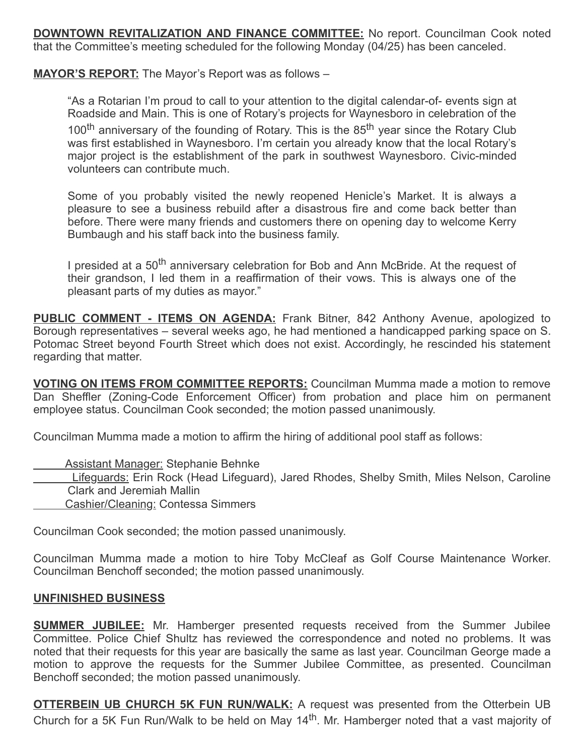**DOWNTOWN REVITALIZATION AND FINANCE COMMITTEE:** No report. Councilman Cook noted that the Committee's meeting scheduled for the following Monday (04/25) has been canceled.

**MAYOR'S REPORT:** The Mayor's Report was as follows –

> "As a Rotarian I'm proud to call to your attention to the digital calendar-of- events sign at Roadside and Main. This is one of Rotary's projects for Waynesboro in celebration of the 100th anniversary of the founding of Rotary. This is the 85th year since the Rotary Club was first established in Waynesboro. I'm certain you already know that the local Rotary's major project is the establishment of the park in southwest Waynesboro. Civic-minded volunteers can contribute much.
>
> Some of you probably visited the newly reopened Henicle's Market. It is always a pleasure to see a business rebuild after a disastrous fire and come back better than before. There were many friends and customers there on opening day to welcome Kerry Bumbaugh and his staff back into the business family.
>
> I presided at a 50th anniversary celebration for Bob and Ann McBride. At the request of their grandson, I led them in a reaffirmation of their vows. This is always one of the pleasant parts of my duties as mayor."

**PUBLIC COMMENT - ITEMS ON AGENDA:** Frank Bitner, 842 Anthony Avenue, apologized to Borough representatives – several weeks ago, he had mentioned a handicapped parking space on S. Potomac Street beyond Fourth Street which does not exist. Accordingly, he rescinded his statement regarding that matter.

**VOTING ON ITEMS FROM COMMITTEE REPORTS:** Councilman Mumma made a motion to remove Dan Sheffler (Zoning-Code Enforcement Officer) from probation and place him on permanent employee status. Councilman Cook seconded; the motion passed unanimously.

Councilman Mumma made a motion to affirm the hiring of additional pool staff as follows:

- Assistant Manager: Stephanie Behnke
- Lifeguards: Erin Rock (Head Lifeguard), Jared Rhodes, Shelby Smith, Miles Nelson, Caroline Clark and Jeremiah Mallin
- Cashier/Cleaning: Contessa Simmers

Councilman Cook seconded; the motion passed unanimously.

Councilman Mumma made a motion to hire Toby McCleaf as Golf Course Maintenance Worker. Councilman Benchoff seconded; the motion passed unanimously.

**UNFINISHED BUSINESS**

**SUMMER JUBILEE:** Mr. Hamberger presented requests received from the Summer Jubilee Committee. Police Chief Shultz has reviewed the correspondence and noted no problems. It was noted that their requests for this year are basically the same as last year. Councilman George made a motion to approve the requests for the Summer Jubilee Committee, as presented. Councilman Benchoff seconded; the motion passed unanimously.

**OTTERBEIN UB CHURCH 5K FUN RUN/WALK:** A request was presented from the Otterbein UB Church for a 5K Fun Run/Walk to be held on May 14th. Mr. Hamberger noted that a vast majority of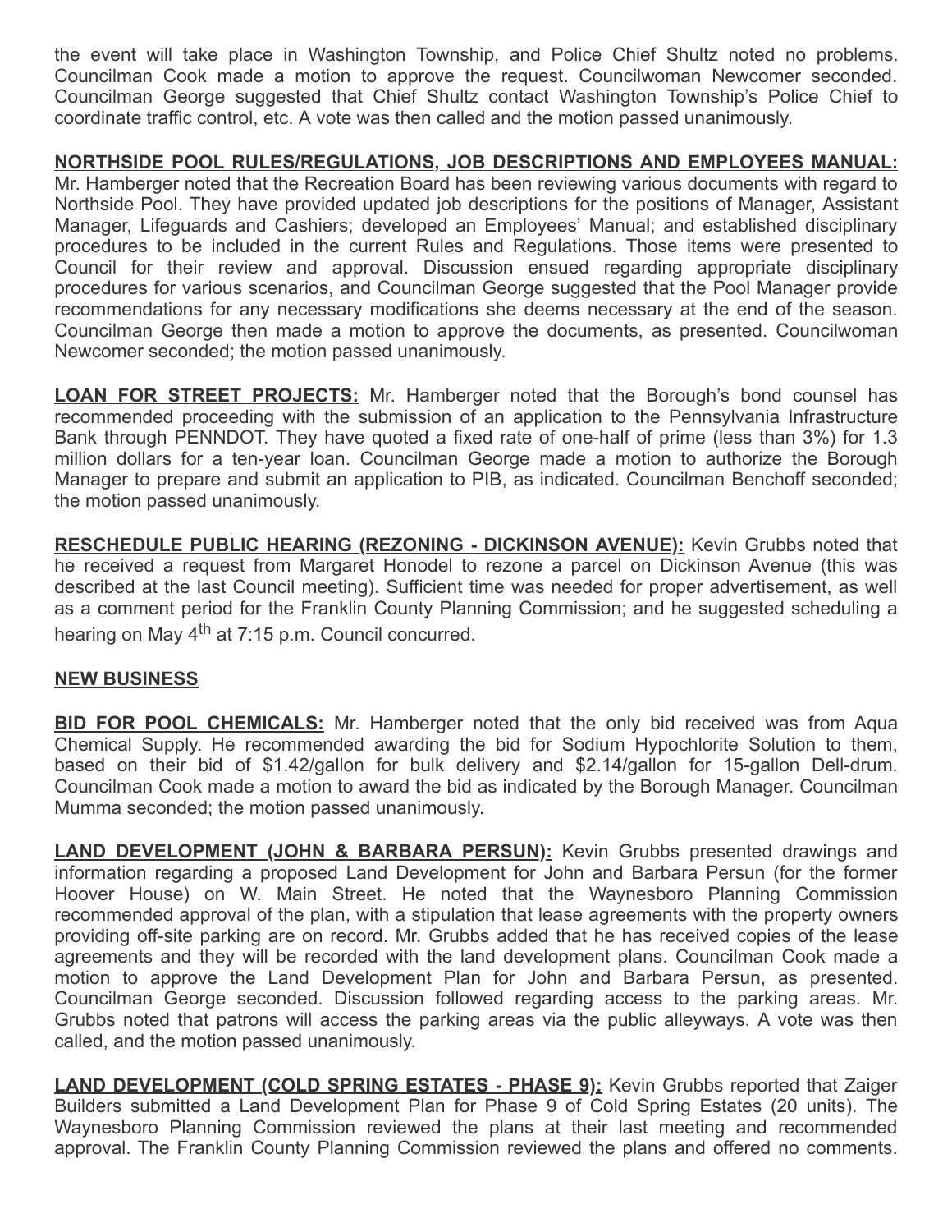the event will take place in Washington Township, and Police Chief Shultz noted no problems. Councilman Cook made a motion to approve the request. Councilwoman Newcomer seconded. Councilman George suggested that Chief Shultz contact Washington Township's Police Chief to coordinate traffic control, etc. A vote was then called and the motion passed unanimously.

**NORTHSIDE POOL RULES/REGULATIONS, JOB DESCRIPTIONS AND EMPLOYEES MANUAL:** Mr. Hamberger noted that the Recreation Board has been reviewing various documents with regard to Northside Pool. They have provided updated job descriptions for the positions of Manager, Assistant Manager, Lifeguards and Cashiers; developed an Employees' Manual; and established disciplinary procedures to be included in the current Rules and Regulations. Those items were presented to Council for their review and approval. Discussion ensued regarding appropriate disciplinary procedures for various scenarios, and Councilman George suggested that the Pool Manager provide recommendations for any necessary modifications she deems necessary at the end of the season. Councilman George then made a motion to approve the documents, as presented. Councilwoman Newcomer seconded; the motion passed unanimously.

**LOAN FOR STREET PROJECTS:** Mr. Hamberger noted that the Borough's bond counsel has recommended proceeding with the submission of an application to the Pennsylvania Infrastructure Bank through PENNDOT. They have quoted a fixed rate of one-half of prime (less than 3%) for 1.3 million dollars for a ten-year loan. Councilman George made a motion to authorize the Borough Manager to prepare and submit an application to PIB, as indicated. Councilman Benchoff seconded; the motion passed unanimously.

**RESCHEDULE PUBLIC HEARING (REZONING - DICKINSON AVENUE):** Kevin Grubbs noted that he received a request from Margaret Honodel to rezone a parcel on Dickinson Avenue (this was described at the last Council meeting). Sufficient time was needed for proper advertisement, as well as a comment period for the Franklin County Planning Commission; and he suggested scheduling a hearing on May 4th at 7:15 p.m. Council concurred.

**NEW BUSINESS**

**BID FOR POOL CHEMICALS:** Mr. Hamberger noted that the only bid received was from Aqua Chemical Supply. He recommended awarding the bid for Sodium Hypochlorite Solution to them, based on their bid of $1.42/gallon for bulk delivery and $2.14/gallon for 15-gallon Dell-drum. Councilman Cook made a motion to award the bid as indicated by the Borough Manager. Councilman Mumma seconded; the motion passed unanimously.

**LAND DEVELOPMENT (JOHN & BARBARA PERSUN):** Kevin Grubbs presented drawings and information regarding a proposed Land Development for John and Barbara Persun (for the former Hoover House) on W. Main Street. He noted that the Waynesboro Planning Commission recommended approval of the plan, with a stipulation that lease agreements with the property owners providing off-site parking are on record. Mr. Grubbs added that he has received copies of the lease agreements and they will be recorded with the land development plans. Councilman Cook made a motion to approve the Land Development Plan for John and Barbara Persun, as presented. Councilman George seconded. Discussion followed regarding access to the parking areas. Mr. Grubbs noted that patrons will access the parking areas via the public alleyways. A vote was then called, and the motion passed unanimously.

**LAND DEVELOPMENT (COLD SPRING ESTATES - PHASE 9):** Kevin Grubbs reported that Zaiger Builders submitted a Land Development Plan for Phase 9 of Cold Spring Estates (20 units). The Waynesboro Planning Commission reviewed the plans at their last meeting and recommended approval. The Franklin County Planning Commission reviewed the plans and offered no comments.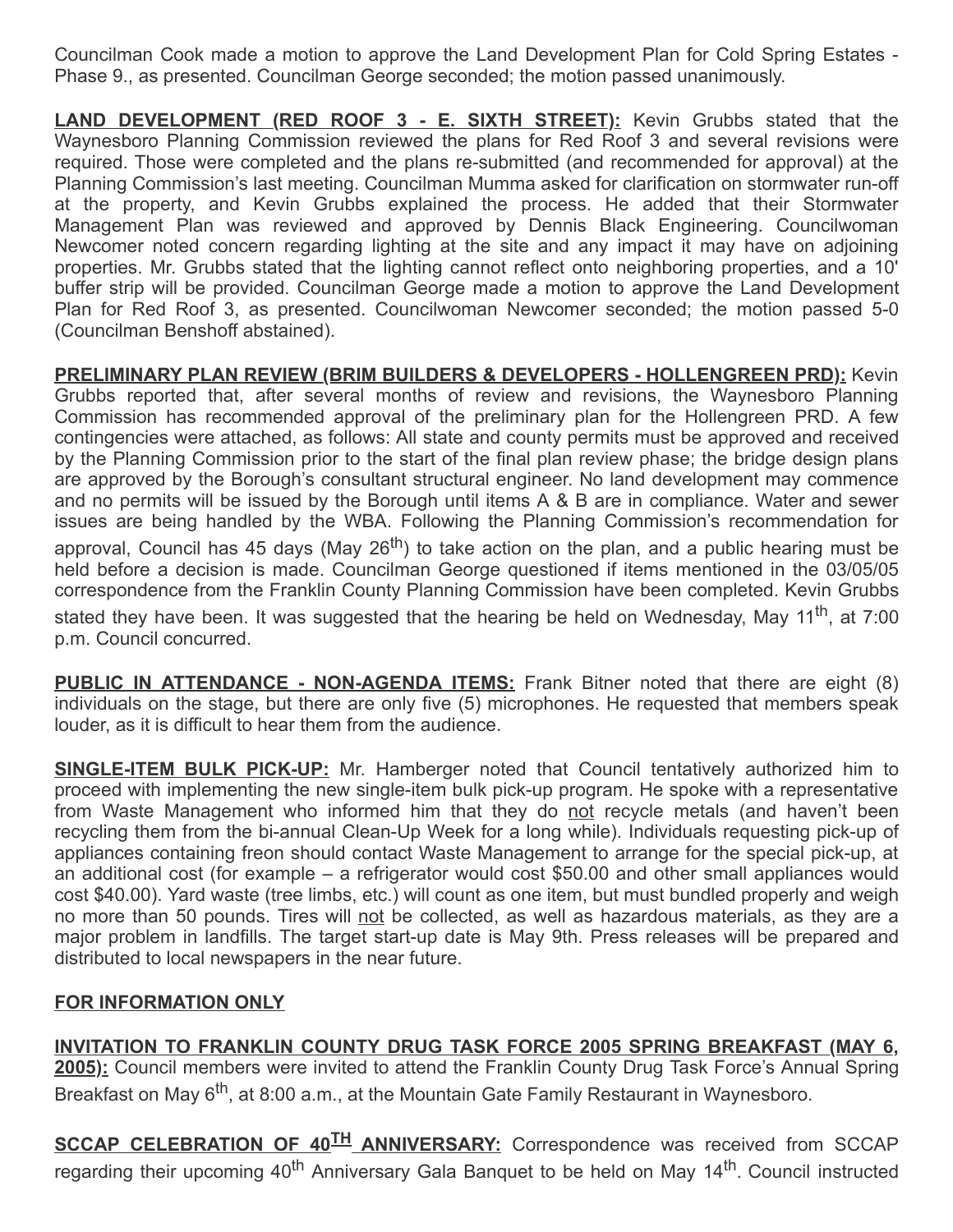Councilman Cook made a motion to approve the Land Development Plan for Cold Spring Estates - Phase 9., as presented. Councilman George seconded; the motion passed unanimously.

**LAND DEVELOPMENT (RED ROOF 3 - E. SIXTH STREET):** Kevin Grubbs stated that the Waynesboro Planning Commission reviewed the plans for Red Roof 3 and several revisions were required. Those were completed and the plans re-submitted (and recommended for approval) at the Planning Commission's last meeting. Councilman Mumma asked for clarification on stormwater run-off at the property, and Kevin Grubbs explained the process. He added that their Stormwater Management Plan was reviewed and approved by Dennis Black Engineering. Councilwoman Newcomer noted concern regarding lighting at the site and any impact it may have on adjoining properties. Mr. Grubbs stated that the lighting cannot reflect onto neighboring properties, and a 10' buffer strip will be provided. Councilman George made a motion to approve the Land Development Plan for Red Roof 3, as presented. Councilwoman Newcomer seconded; the motion passed 5-0 (Councilman Benshoff abstained).

**PRELIMINARY PLAN REVIEW (BRIM BUILDERS & DEVELOPERS - HOLLENGREEN PRD):** Kevin Grubbs reported that, after several months of review and revisions, the Waynesboro Planning Commission has recommended approval of the preliminary plan for the Hollengreen PRD. A few contingencies were attached, as follows: All state and county permits must be approved and received by the Planning Commission prior to the start of the final plan review phase; the bridge design plans are approved by the Borough's consultant structural engineer. No land development may commence and no permits will be issued by the Borough until items A & B are in compliance. Water and sewer issues are being handled by the WBA. Following the Planning Commission's recommendation for approval, Council has 45 days (May 26th) to take action on the plan, and a public hearing must be held before a decision is made. Councilman George questioned if items mentioned in the 03/05/05 correspondence from the Franklin County Planning Commission have been completed. Kevin Grubbs stated they have been. It was suggested that the hearing be held on Wednesday, May 11th, at 7:00 p.m. Council concurred.

**PUBLIC IN ATTENDANCE - NON-AGENDA ITEMS:** Frank Bitner noted that there are eight (8) individuals on the stage, but there are only five (5) microphones. He requested that members speak louder, as it is difficult to hear them from the audience.

**SINGLE-ITEM BULK PICK-UP:** Mr. Hamberger noted that Council tentatively authorized him to proceed with implementing the new single-item bulk pick-up program. He spoke with a representative from Waste Management who informed him that they do not recycle metals (and haven't been recycling them from the bi-annual Clean-Up Week for a long while). Individuals requesting pick-up of appliances containing freon should contact Waste Management to arrange for the special pick-up, at an additional cost (for example – a refrigerator would cost $50.00 and other small appliances would cost $40.00). Yard waste (tree limbs, etc.) will count as one item, but must bundled properly and weigh no more than 50 pounds. Tires will not be collected, as well as hazardous materials, as they are a major problem in landfills. The target start-up date is May 9th. Press releases will be prepared and distributed to local newspapers in the near future.

**FOR INFORMATION ONLY**

**INVITATION TO FRANKLIN COUNTY DRUG TASK FORCE 2005 SPRING BREAKFAST (MAY 6, 2005):** Council members were invited to attend the Franklin County Drug Task Force's Annual Spring Breakfast on May 6th, at 8:00 a.m., at the Mountain Gate Family Restaurant in Waynesboro.

**SCCAP CELEBRATION OF 40TH ANNIVERSARY:** Correspondence was received from SCCAP regarding their upcoming 40th Anniversary Gala Banquet to be held on May 14th. Council instructed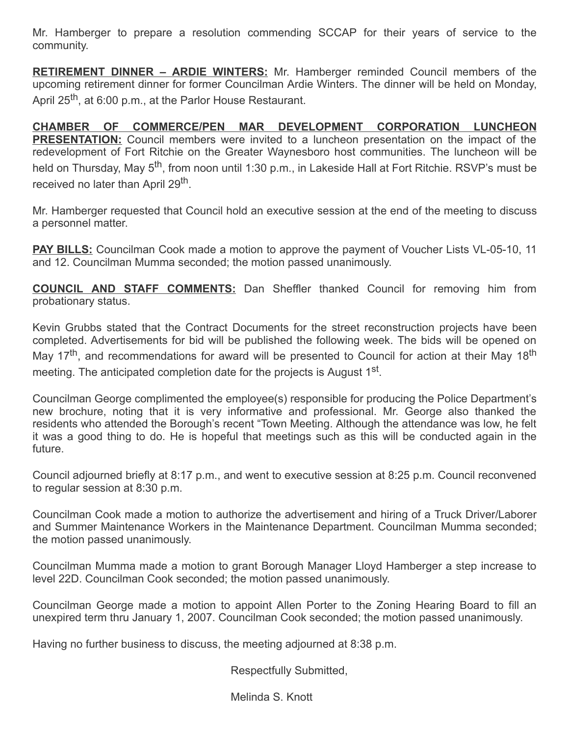Mr. Hamberger to prepare a resolution commending SCCAP for their years of service to the community.

**RETIREMENT DINNER – ARDIE WINTERS:** Mr. Hamberger reminded Council members of the upcoming retirement dinner for former Councilman Ardie Winters. The dinner will be held on Monday, April 25th, at 6:00 p.m., at the Parlor House Restaurant.

**CHAMBER OF COMMERCE/PEN MAR DEVELOPMENT CORPORATION LUNCHEON PRESENTATION:** Council members were invited to a luncheon presentation on the impact of the redevelopment of Fort Ritchie on the Greater Waynesboro host communities. The luncheon will be held on Thursday, May 5th, from noon until 1:30 p.m., in Lakeside Hall at Fort Ritchie. RSVP's must be received no later than April 29th.

Mr. Hamberger requested that Council hold an executive session at the end of the meeting to discuss a personnel matter.

**PAY BILLS:** Councilman Cook made a motion to approve the payment of Voucher Lists VL-05-10, 11 and 12. Councilman Mumma seconded; the motion passed unanimously.

**COUNCIL AND STAFF COMMENTS:** Dan Sheffler thanked Council for removing him from probationary status.

Kevin Grubbs stated that the Contract Documents for the street reconstruction projects have been completed. Advertisements for bid will be published the following week. The bids will be opened on May 17th, and recommendations for award will be presented to Council for action at their May 18th meeting. The anticipated completion date for the projects is August 1st.

Councilman George complimented the employee(s) responsible for producing the Police Department's new brochure, noting that it is very informative and professional. Mr. George also thanked the residents who attended the Borough's recent "Town Meeting. Although the attendance was low, he felt it was a good thing to do. He is hopeful that meetings such as this will be conducted again in the future.

Council adjourned briefly at 8:17 p.m., and went to executive session at 8:25 p.m. Council reconvened to regular session at 8:30 p.m.

Councilman Cook made a motion to authorize the advertisement and hiring of a Truck Driver/Laborer and Summer Maintenance Workers in the Maintenance Department. Councilman Mumma seconded; the motion passed unanimously.

Councilman Mumma made a motion to grant Borough Manager Lloyd Hamberger a step increase to level 22D. Councilman Cook seconded; the motion passed unanimously.

Councilman George made a motion to appoint Allen Porter to the Zoning Hearing Board to fill an unexpired term thru January 1, 2007. Councilman Cook seconded; the motion passed unanimously.

Having no further business to discuss, the meeting adjourned at 8:38 p.m.

Respectfully Submitted,

Melinda S. Knott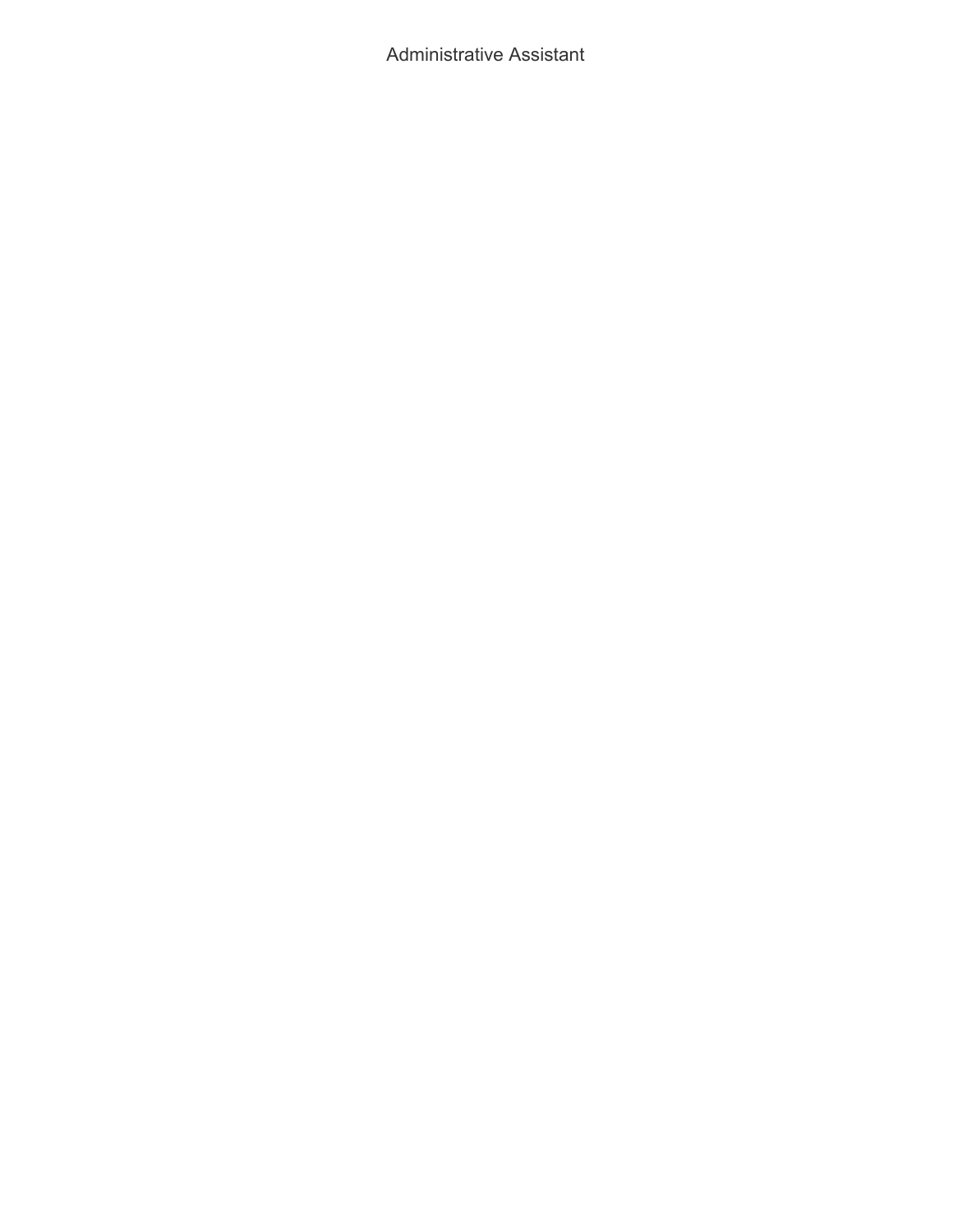Administrative Assistant